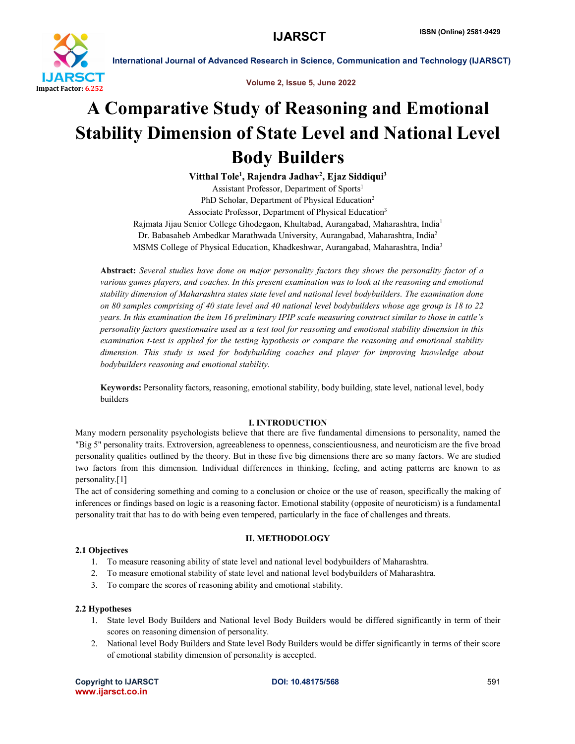# A Comparative Study of Reasoning and Emotional Stability Dimension of State Level and National Level Body Builders

**Vitthal Tole[1], Rajendra Jadhav[2], Ejaz Siddiqui[3]**

Assistant Professor, Department of Sports[1]

PhD Scholar, Department of Physical Education[2]

Associate Professor, Department of Physical Education[3]

Rajmata Jijau Senior College Ghodegaon, Khultabad, Aurangabad, Maharashtra, India[1]

Dr. Babasaheb Ambedkar Marathwada University, Aurangabad, Maharashtra, India[2]

MSMS College of Physical Education, Khadkeshwar, Aurangabad, Maharashtra, India[3]

**Abstract:** *Several studies have done on major personality factors they shows the personality factor of a various games players, and coaches. In this present examination was to look at the reasoning and emotional stability dimension of Maharashtra states state level and national level bodybuilders. The examination done on 80 samples comprising of 40 state level and 40 national level bodybuilders whose age group is 18 to 22 years. In this examination the item 16 preliminary IPIP scale measuring construct similar to those in cattle's personality factors questionnaire used as a test tool for reasoning and emotional stability dimension in this examination t-test is applied for the testing hypothesis or compare the reasoning and emotional stability dimension. This study is used for bodybuilding coaches and player for improving knowledge about bodybuilders reasoning and emotional stability.*

**Keywords:** Personality factors, reasoning, emotional stability, body building, state level, national level, body builders

## I. INTRODUCTION

Many modern personality psychologists believe that there are five fundamental dimensions to personality, named the "Big 5" personality traits. Extroversion, agreeableness to openness, conscientiousness, and neuroticism are the five broad personality qualities outlined by the theory. But in these five big dimensions there are so many factors. We are studied two factors from this dimension. Individual differences in thinking, feeling, and acting patterns are known to as personality.[1]

The act of considering something and coming to a conclusion or choice or the use of reason, specifically the making of inferences or findings based on logic is a reasoning factor. Emotional stability (opposite of neuroticism) is a fundamental personality trait that has to do with being even tempered, particularly in the face of challenges and threats.

## II. METHODOLOGY

### 2.1 Objectives

1. To measure reasoning ability of state level and national level bodybuilders of Maharashtra.
2. To measure emotional stability of state level and national level bodybuilders of Maharashtra.
3. To compare the scores of reasoning ability and emotional stability.

### 2.2 Hypotheses

1. State level Body Builders and National level Body Builders would be differed significantly in term of their scores on reasoning dimension of personality.
2. National level Body Builders and State level Body Builders would be differ significantly in terms of their score of emotional stability dimension of personality is accepted.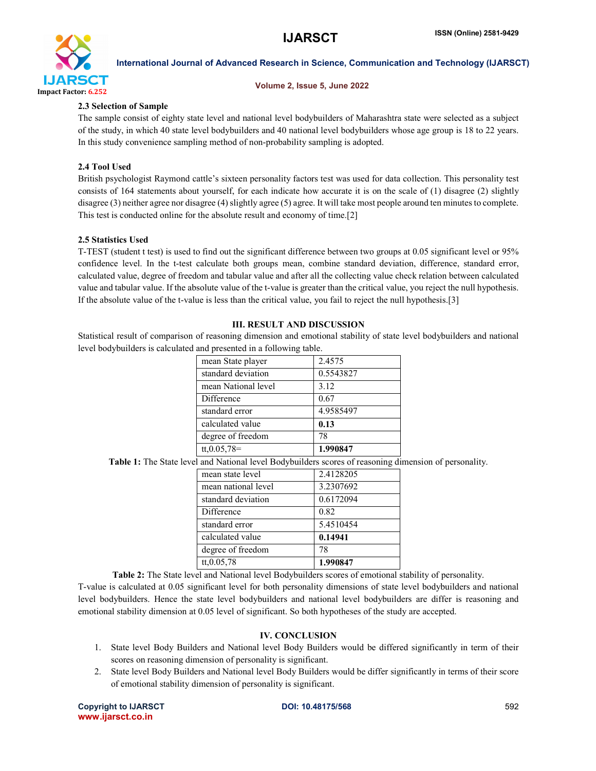### 2.3 Selection of Sample

The sample consist of eighty state level and national level bodybuilders of Maharashtra state were selected as a subject of the study, in which 40 state level bodybuilders and 40 national level bodybuilders whose age group is 18 to 22 years. In this study convenience sampling method of non-probability sampling is adopted.

### 2.4 Tool Used

British psychologist Raymond cattle's sixteen personality factors test was used for data collection. This personality test consists of 164 statements about yourself, for each indicate how accurate it is on the scale of (1) disagree (2) slightly disagree (3) neither agree nor disagree (4) slightly agree (5) agree. It will take most people around ten minutes to complete. This test is conducted online for the absolute result and economy of time.[2]

### 2.5 Statistics Used

T-TEST (student t test) is used to find out the significant difference between two groups at 0.05 significant level or 95% confidence level. In the t-test calculate both groups mean, combine standard deviation, difference, standard error, calculated value, degree of freedom and tabular value and after all the collecting value check relation between calculated value and tabular value. If the absolute value of the t-value is greater than the critical value, you reject the null hypothesis. If the absolute value of the t-value is less than the critical value, you fail to reject the null hypothesis.[3]

## III. RESULT AND DISCUSSION

Statistical result of comparison of reasoning dimension and emotional stability of state level bodybuilders and national level bodybuilders is calculated and presented in a following table.

| | |
|---|---|
| mean State player | 2.4575 |
| standard deviation | 0.5543827 |
| mean National level | 3.12 |
| Difference | 0.67 |
| standard error | 4.9585497 |
| calculated value | **0.13** |
| degree of freedom | 78 |
| tt,0.05,78= | **1.990847** |

**Table 1:** The State level and National level Bodybuilders scores of reasoning dimension of personality.

| | |
|---|---|
| mean state level | 2.4128205 |
| mean national level | 3.2307692 |
| standard deviation | 0.6172094 |
| Difference | 0.82 |
| standard error | 5.4510454 |
| calculated value | **0.14941** |
| degree of freedom | 78 |
| tt,0.05,78 | **1.990847** |

**Table 2:** The State level and National level Bodybuilders scores of emotional stability of personality.

T-value is calculated at 0.05 significant level for both personality dimensions of state level bodybuilders and national level bodybuilders. Hence the state level bodybuilders and national level bodybuilders are differ is reasoning and emotional stability dimension at 0.05 level of significant. So both hypotheses of the study are accepted.

## IV. CONCLUSION

1. State level Body Builders and National level Body Builders would be differed significantly in term of their scores on reasoning dimension of personality is significant.
2. State level Body Builders and National level Body Builders would be differ significantly in terms of their score of emotional stability dimension of personality is significant.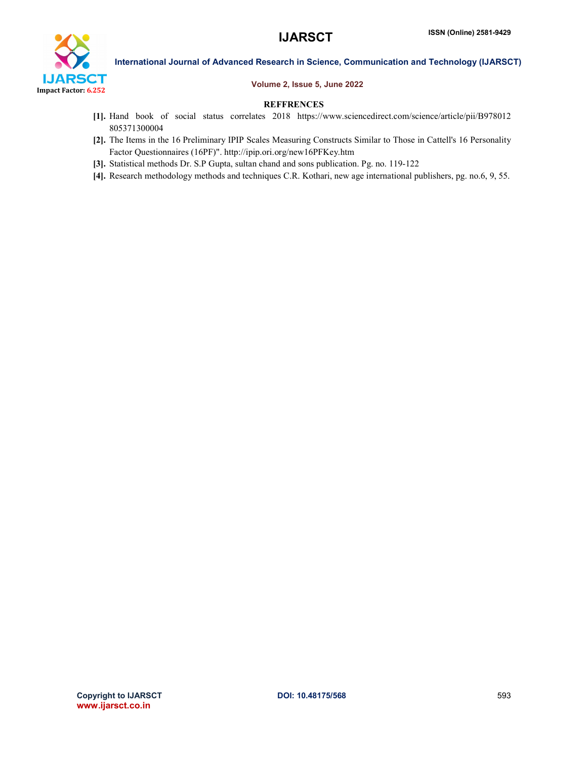## REFFRENCES

**[1].** Hand book of social status correlates 2018 https://www.sciencedirect.com/science/article/pii/B978012805371300004

**[2].** The Items in the 16 Preliminary IPIP Scales Measuring Constructs Similar to Those in Cattell's 16 Personality Factor Questionnaires (16PF)". http://ipip.ori.org/new16PFKey.htm

**[3].** Statistical methods Dr. S.P Gupta, sultan chand and sons publication. Pg. no. 119-122

**[4].** Research methodology methods and techniques C.R. Kothari, new age international publishers, pg. no.6, 9, 55.